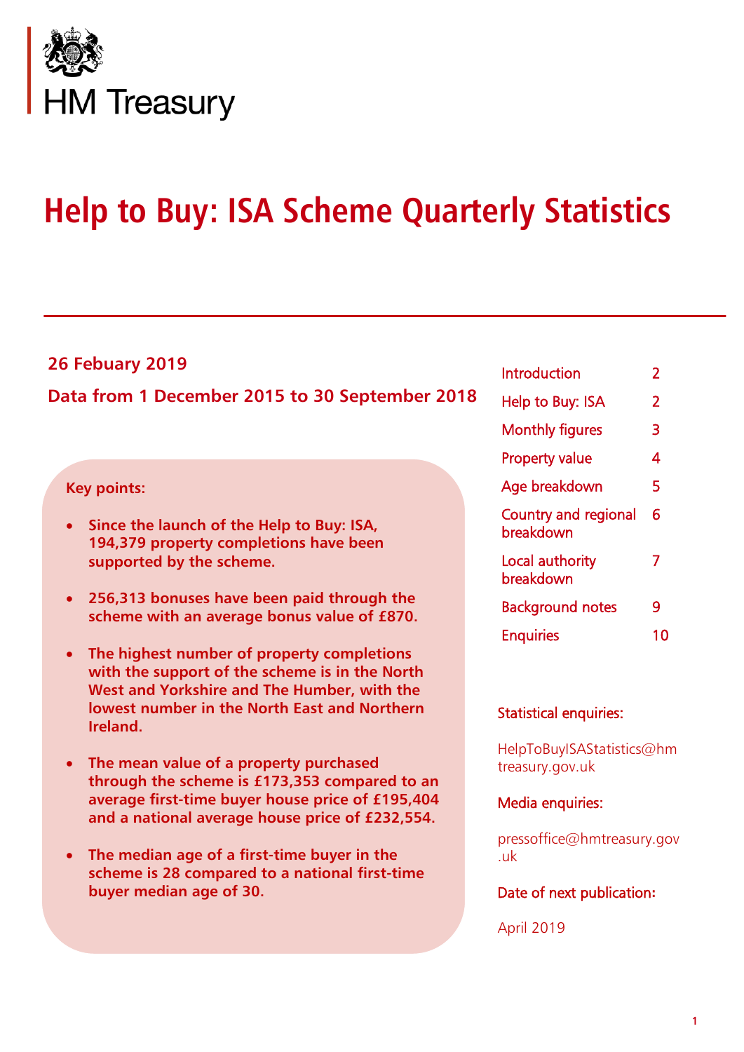HM Treasury

# Help to Buy: ISA Scheme Quarterly Statistics

**26 Febuary 2019**

**Data from 1 December 2015 to 30 September 2018**

**Key points:**

- **Since the launch of the Help to Buy: ISA, 194,379 property completions have been supported by the scheme.**
- **256,313 bonuses have been paid through the scheme with an average bonus value of £870.**
- **The highest number of property completions with the support of the scheme is in the North West and Yorkshire and The Humber, with the lowest number in the North East and Northern Ireland.**
- **The mean value of a property purchased through the scheme is £173,353 compared to an average first-time buyer house price of £195,404 and a national average house price of £232,554.**
- **The median age of a first-time buyer in the scheme is 28 compared to a national first-time buyer median age of 30.**

| | |
|---|---|
| Introduction | 2 |
| Help to Buy: ISA | 2 |
| Monthly figures | 3 |
| Property value | 4 |
| Age breakdown | 5 |
| Country and regional breakdown | 6 |
| Local authority breakdown | 7 |
| Background notes | 9 |
| Enquiries | 10 |

Statistical enquiries:

HelpToBuyISAStatistics@hmtreasury.gov.uk

Media enquiries:

pressoffice@hmtreasury.gov.uk

Date of next publication:

April 2019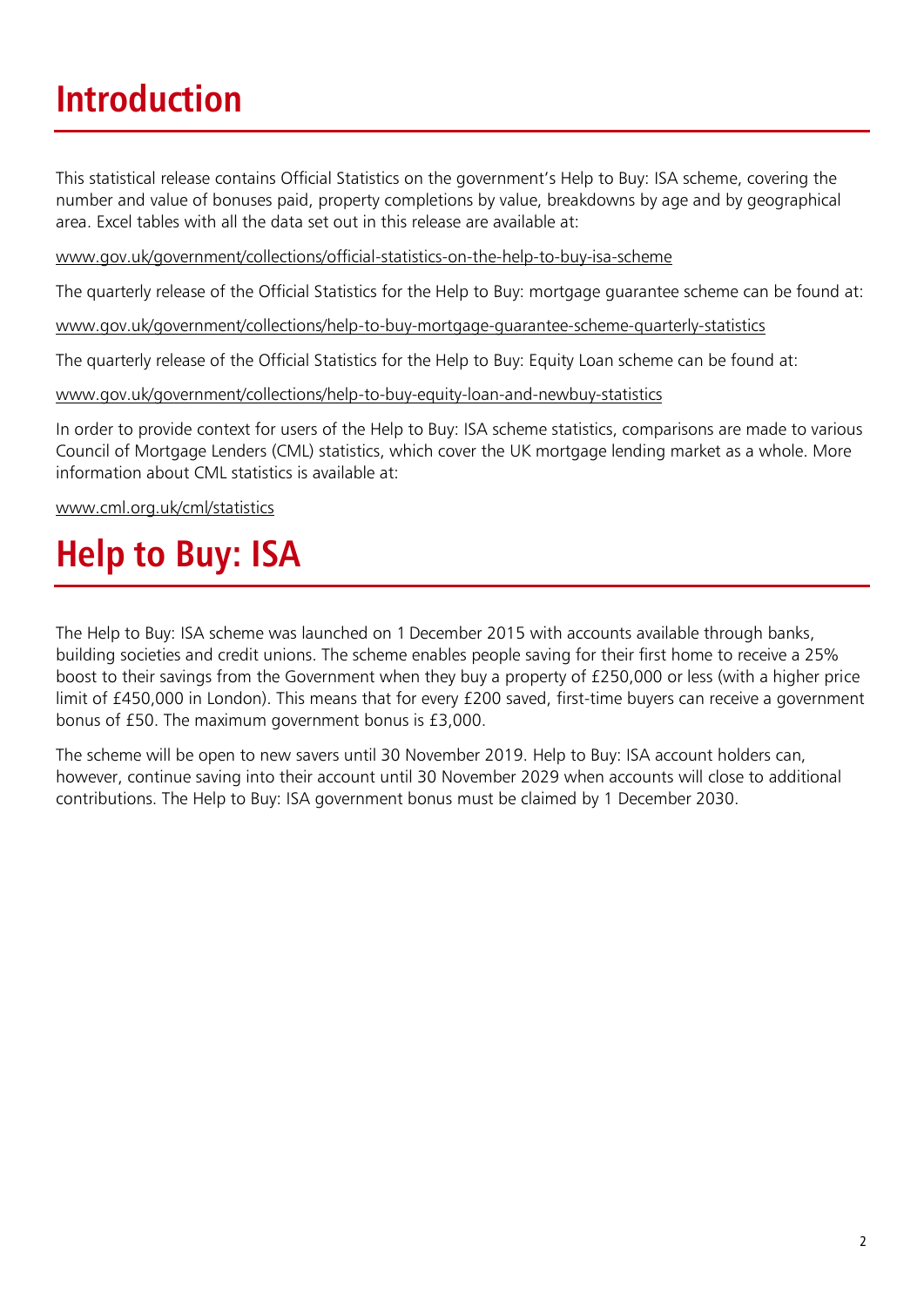# Introduction

This statistical release contains Official Statistics on the government's Help to Buy: ISA scheme, covering the number and value of bonuses paid, property completions by value, breakdowns by age and by geographical area. Excel tables with all the data set out in this release are available at:

www.gov.uk/government/collections/official-statistics-on-the-help-to-buy-isa-scheme

The quarterly release of the Official Statistics for the Help to Buy: mortgage guarantee scheme can be found at:

www.gov.uk/government/collections/help-to-buy-mortgage-guarantee-scheme-quarterly-statistics

The quarterly release of the Official Statistics for the Help to Buy: Equity Loan scheme can be found at:

www.gov.uk/government/collections/help-to-buy-equity-loan-and-newbuy-statistics

In order to provide context for users of the Help to Buy: ISA scheme statistics, comparisons are made to various Council of Mortgage Lenders (CML) statistics, which cover the UK mortgage lending market as a whole. More information about CML statistics is available at:

www.cml.org.uk/cml/statistics

# Help to Buy: ISA

The Help to Buy: ISA scheme was launched on 1 December 2015 with accounts available through banks, building societies and credit unions. The scheme enables people saving for their first home to receive a 25% boost to their savings from the Government when they buy a property of £250,000 or less (with a higher price limit of £450,000 in London). This means that for every £200 saved, first-time buyers can receive a government bonus of £50. The maximum government bonus is £3,000.

The scheme will be open to new savers until 30 November 2019. Help to Buy: ISA account holders can, however, continue saving into their account until 30 November 2029 when accounts will close to additional contributions. The Help to Buy: ISA government bonus must be claimed by 1 December 2030.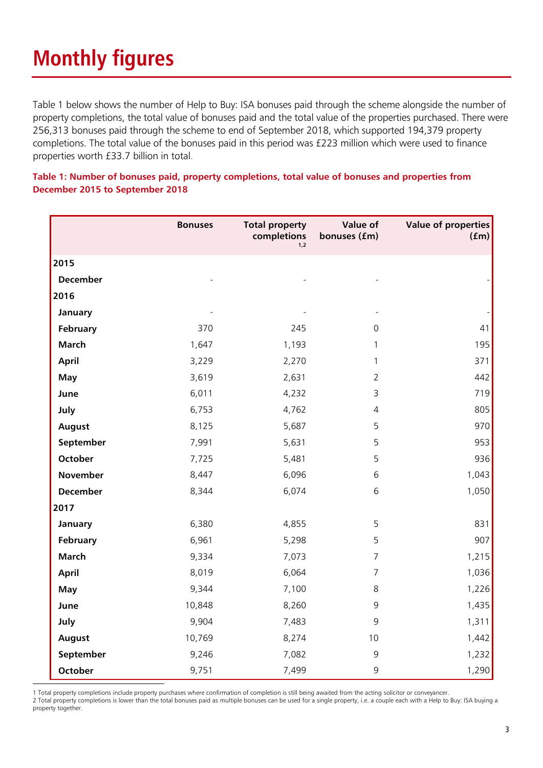# Monthly figures

Table 1 below shows the number of Help to Buy: ISA bonuses paid through the scheme alongside the number of property completions, the total value of bonuses paid and the total value of the properties purchased. There were 256,313 bonuses paid through the scheme to end of September 2018, which supported 194,379 property completions. The total value of the bonuses paid in this period was £223 million which were used to finance properties worth £33.7 billion in total.

**Table 1: Number of bonuses paid, property completions, total value of bonuses and properties from December 2015 to September 2018**

| | Bonuses | Total property completions [1,2] | Value of bonuses (£m) | Value of properties (£m) |
|---|---|---|---|---|
| **2015** | | | | |
| **December** | - | - | - | - |
| **2016** | | | | |
| **January** | - | - | - | - |
| **February** | 370 | 245 | 0 | 41 |
| **March** | 1,647 | 1,193 | 1 | 195 |
| **April** | 3,229 | 2,270 | 1 | 371 |
| **May** | 3,619 | 2,631 | 2 | 442 |
| **June** | 6,011 | 4,232 | 3 | 719 |
| **July** | 6,753 | 4,762 | 4 | 805 |
| **August** | 8,125 | 5,687 | 5 | 970 |
| **September** | 7,991 | 5,631 | 5 | 953 |
| **October** | 7,725 | 5,481 | 5 | 936 |
| **November** | 8,447 | 6,096 | 6 | 1,043 |
| **December** | 8,344 | 6,074 | 6 | 1,050 |
| **2017** | | | | |
| **January** | 6,380 | 4,855 | 5 | 831 |
| **February** | 6,961 | 5,298 | 5 | 907 |
| **March** | 9,334 | 7,073 | 7 | 1,215 |
| **April** | 8,019 | 6,064 | 7 | 1,036 |
| **May** | 9,344 | 7,100 | 8 | 1,226 |
| **June** | 10,848 | 8,260 | 9 | 1,435 |
| **July** | 9,904 | 7,483 | 9 | 1,311 |
| **August** | 10,769 | 8,274 | 10 | 1,442 |
| **September** | 9,246 | 7,082 | 9 | 1,232 |
| **October** | 9,751 | 7,499 | 9 | 1,290 |

1 Total property completions include property purchases where confirmation of completion is still being awaited from the acting solicitor or conveyancer.
2 Total property completions is lower than the total bonuses paid as multiple bonuses can be used for a single property, i.e. a couple each with a Help to Buy: ISA buying a property together.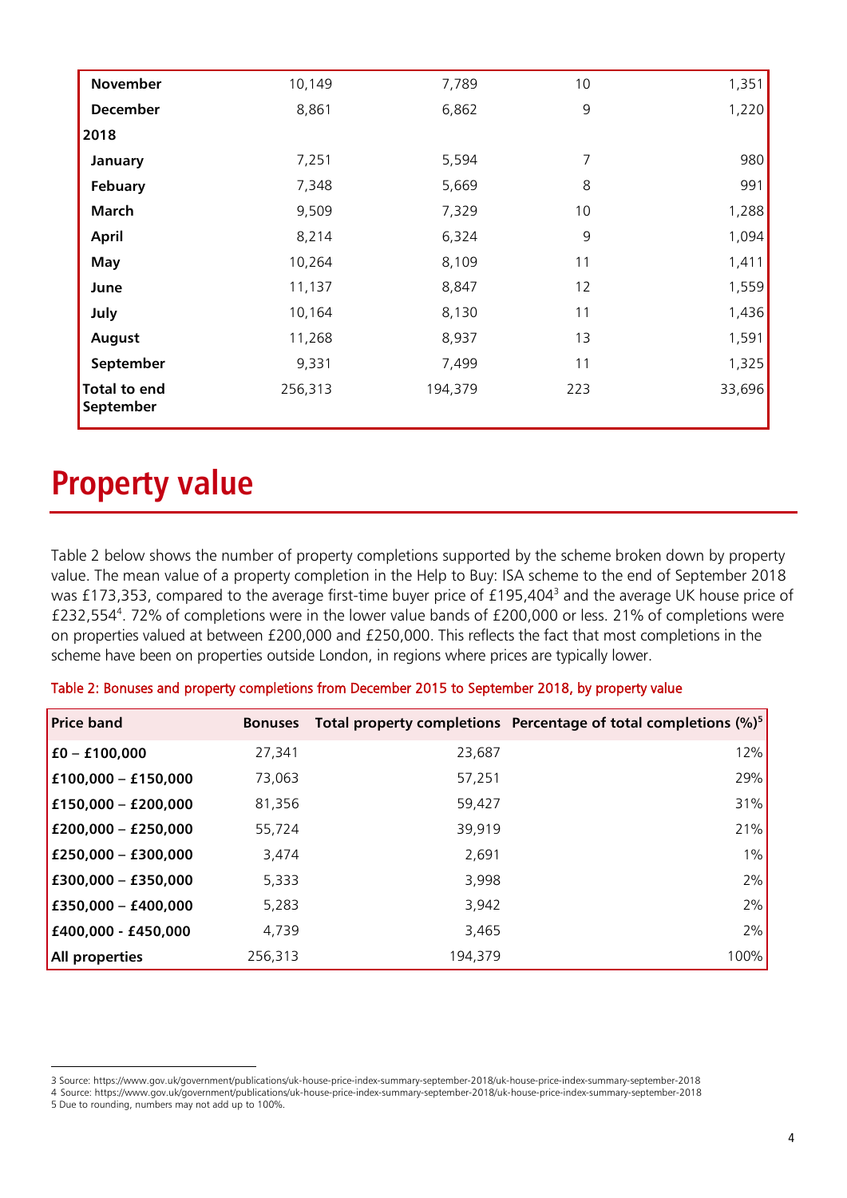| | | | | |
|---|---|---|---|---|
| **November** | 10,149 | 7,789 | 10 | 1,351 |
| **December** | 8,861 | 6,862 | 9 | 1,220 |
| **2018** | | | | |
| **January** | 7,251 | 5,594 | 7 | 980 |
| **Febuary** | 7,348 | 5,669 | 8 | 991 |
| **March** | 9,509 | 7,329 | 10 | 1,288 |
| **April** | 8,214 | 6,324 | 9 | 1,094 |
| **May** | 10,264 | 8,109 | 11 | 1,411 |
| **June** | 11,137 | 8,847 | 12 | 1,559 |
| **July** | 10,164 | 8,130 | 11 | 1,436 |
| **August** | 11,268 | 8,937 | 13 | 1,591 |
| **September** | 9,331 | 7,499 | 11 | 1,325 |
| **Total to end September** | 256,313 | 194,379 | 223 | 33,696 |

# Property value

Table 2 below shows the number of property completions supported by the scheme broken down by property value. The mean value of a property completion in the Help to Buy: ISA scheme to the end of September 2018 was £173,353, compared to the average first-time buyer price of £195,404[3] and the average UK house price of £232,554[4]. 72% of completions were in the lower value bands of £200,000 or less. 21% of completions were on properties valued at between £200,000 and £250,000. This reflects the fact that most completions in the scheme have been on properties outside London, in regions where prices are typically lower.

Table 2: Bonuses and property completions from December 2015 to September 2018, by property value

| Price band | Bonuses | Total property completions | Percentage of total completions (%)[5] |
|---|---|---|---|
| **£0 – £100,000** | 27,341 | 23,687 | 12% |
| **£100,000 – £150,000** | 73,063 | 57,251 | 29% |
| **£150,000 – £200,000** | 81,356 | 59,427 | 31% |
| **£200,000 – £250,000** | 55,724 | 39,919 | 21% |
| **£250,000 – £300,000** | 3,474 | 2,691 | 1% |
| **£300,000 – £350,000** | 5,333 | 3,998 | 2% |
| **£350,000 – £400,000** | 5,283 | 3,942 | 2% |
| **£400,000 - £450,000** | 4,739 | 3,465 | 2% |
| **All properties** | 256,313 | 194,379 | 100% |

3 Source: https://www.gov.uk/government/publications/uk-house-price-index-summary-september-2018/uk-house-price-index-summary-september-2018
4 Source: https://www.gov.uk/government/publications/uk-house-price-index-summary-september-2018/uk-house-price-index-summary-september-2018
5 Due to rounding, numbers may not add up to 100%.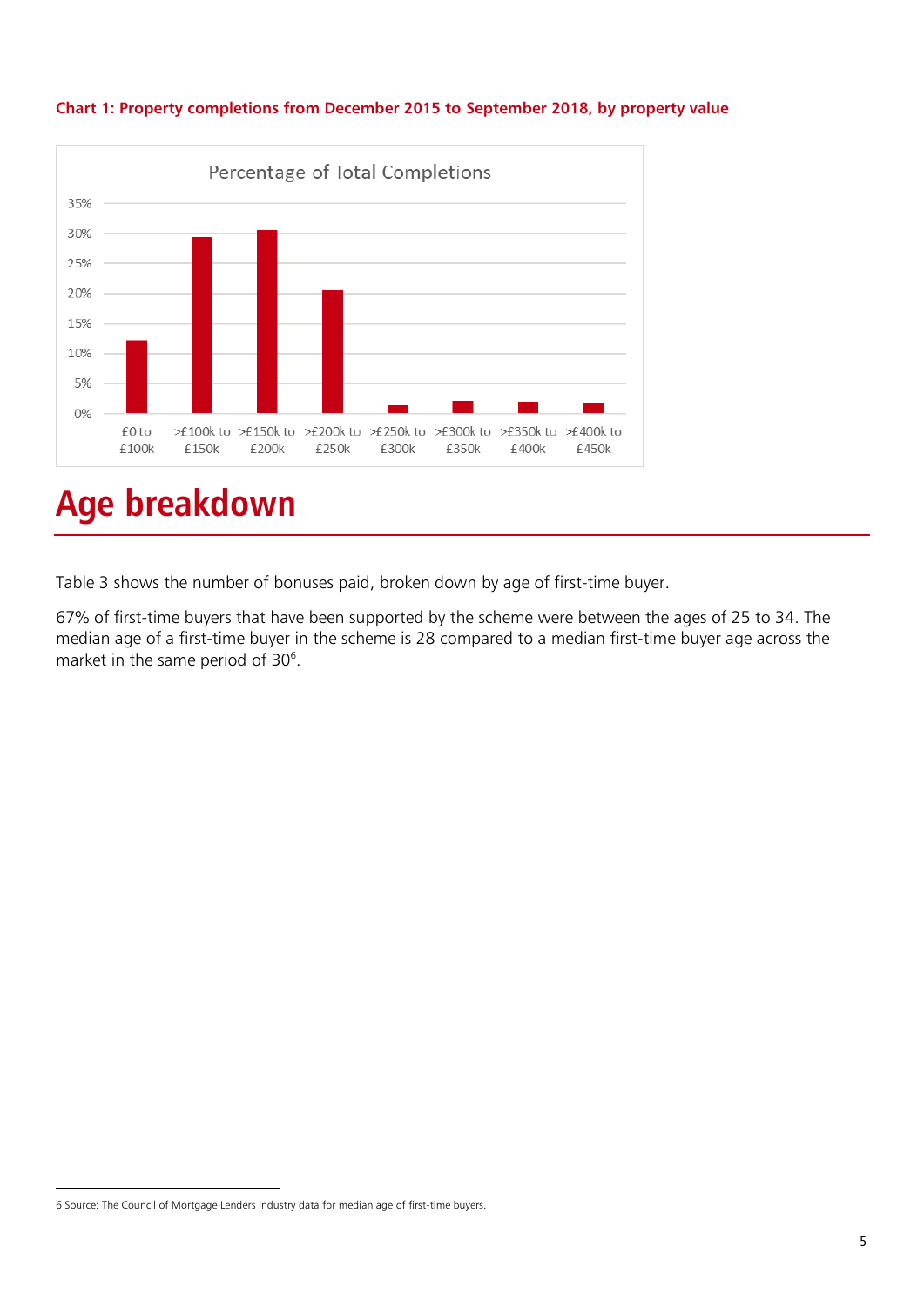**Chart 1: Property completions from December 2015 to September 2018, by property value**

# Age breakdown

Table 3 shows the number of bonuses paid, broken down by age of first-time buyer.

67% of first-time buyers that have been supported by the scheme were between the ages of 25 to 34. The median age of a first-time buyer in the scheme is 28 compared to a median first-time buyer age across the market in the same period of 30[6].

6 Source: The Council of Mortgage Lenders industry data for median age of first-time buyers.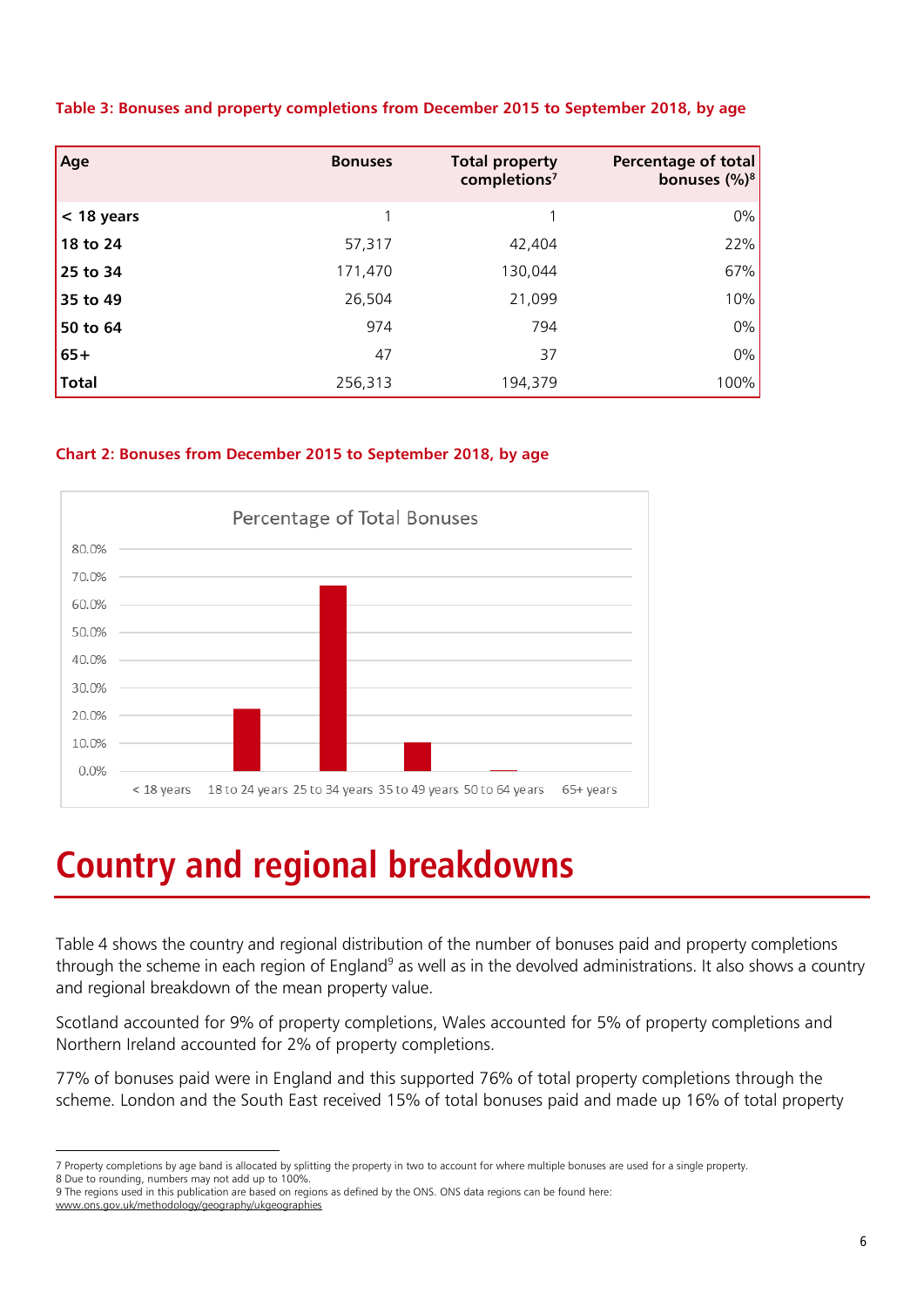**Table 3: Bonuses and property completions from December 2015 to September 2018, by age**

| Age | Bonuses | Total property completions[7] | Percentage of total bonuses (%)[8] |
|---|---|---|---|
| < 18 years | 1 | 1 | 0% |
| 18 to 24 | 57,317 | 42,404 | 22% |
| 25 to 34 | 171,470 | 130,044 | 67% |
| 35 to 49 | 26,504 | 21,099 | 10% |
| 50 to 64 | 974 | 794 | 0% |
| 65+ | 47 | 37 | 0% |
| **Total** | 256,313 | 194,379 | 100% |

**Chart 2: Bonuses from December 2015 to September 2018, by age**

Percentage of Total Bonuses

# Country and regional breakdowns

Table 4 shows the country and regional distribution of the number of bonuses paid and property completions through the scheme in each region of England[9] as well as in the devolved administrations. It also shows a country and regional breakdown of the mean property value.

Scotland accounted for 9% of property completions, Wales accounted for 5% of property completions and Northern Ireland accounted for 2% of property completions.

77% of bonuses paid were in England and this supported 76% of total property completions through the scheme. London and the South East received 15% of total bonuses paid and made up 16% of total property

---

7 Property completions by age band is allocated by splitting the property in two to account for where multiple bonuses are used for a single property.
8 Due to rounding, numbers may not add up to 100%.
9 The regions used in this publication are based on regions as defined by the ONS. ONS data regions can be found here: www.ons.gov.uk/methodology/geography/ukgeographies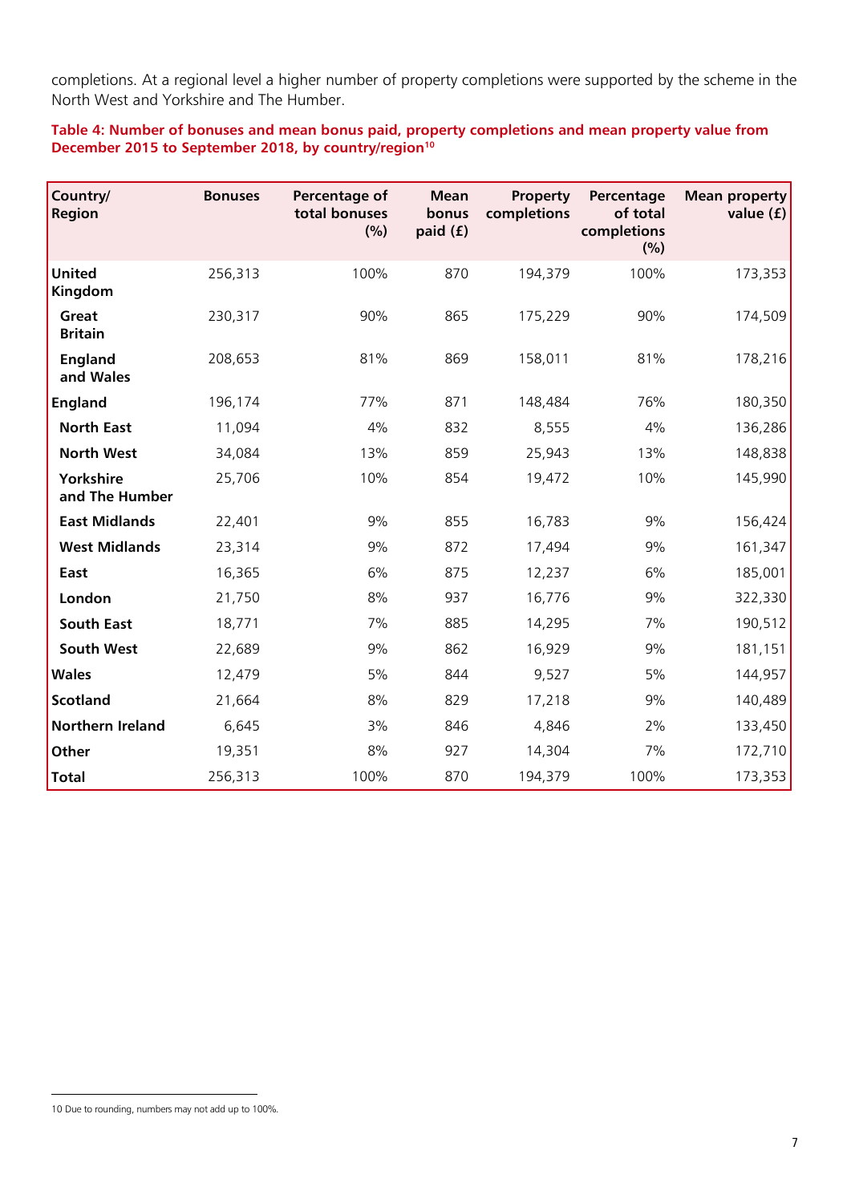completions. At a regional level a higher number of property completions were supported by the scheme in the North West and Yorkshire and The Humber.

**Table 4: Number of bonuses and mean bonus paid, property completions and mean property value from December 2015 to September 2018, by country/region[10]**

| Country/ Region | Bonuses | Percentage of total bonuses (%) | Mean bonus paid (£) | Property completions | Percentage of total completions (%) | Mean property value (£) |
|---|---|---|---|---|---|---|
| **United Kingdom** | 256,313 | 100% | 870 | 194,379 | 100% | 173,353 |
| **Great Britain** | 230,317 | 90% | 865 | 175,229 | 90% | 174,509 |
| **England and Wales** | 208,653 | 81% | 869 | 158,011 | 81% | 178,216 |
| **England** | 196,174 | 77% | 871 | 148,484 | 76% | 180,350 |
| **North East** | 11,094 | 4% | 832 | 8,555 | 4% | 136,286 |
| **North West** | 34,084 | 13% | 859 | 25,943 | 13% | 148,838 |
| **Yorkshire and The Humber** | 25,706 | 10% | 854 | 19,472 | 10% | 145,990 |
| **East Midlands** | 22,401 | 9% | 855 | 16,783 | 9% | 156,424 |
| **West Midlands** | 23,314 | 9% | 872 | 17,494 | 9% | 161,347 |
| **East** | 16,365 | 6% | 875 | 12,237 | 6% | 185,001 |
| **London** | 21,750 | 8% | 937 | 16,776 | 9% | 322,330 |
| **South East** | 18,771 | 7% | 885 | 14,295 | 7% | 190,512 |
| **South West** | 22,689 | 9% | 862 | 16,929 | 9% | 181,151 |
| **Wales** | 12,479 | 5% | 844 | 9,527 | 5% | 144,957 |
| **Scotland** | 21,664 | 8% | 829 | 17,218 | 9% | 140,489 |
| **Northern Ireland** | 6,645 | 3% | 846 | 4,846 | 2% | 133,450 |
| **Other** | 19,351 | 8% | 927 | 14,304 | 7% | 172,710 |
| **Total** | 256,313 | 100% | 870 | 194,379 | 100% | 173,353 |

10 Due to rounding, numbers may not add up to 100%.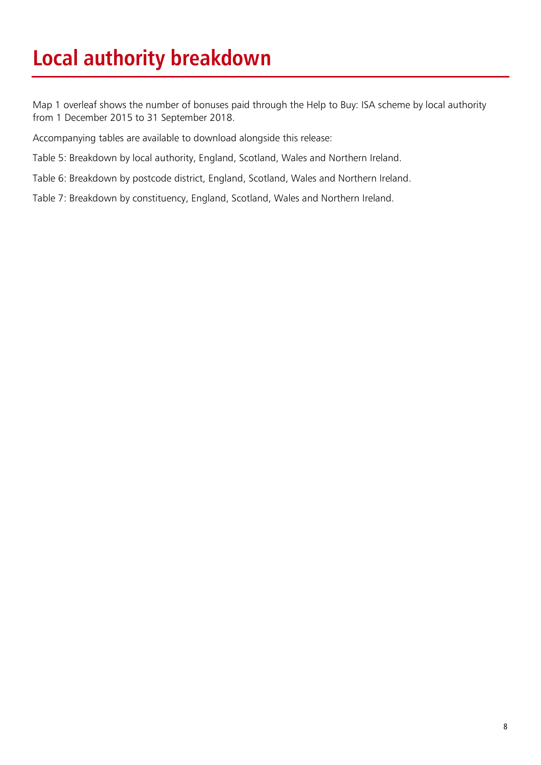# Local authority breakdown

Map 1 overleaf shows the number of bonuses paid through the Help to Buy: ISA scheme by local authority from 1 December 2015 to 31 September 2018.

Accompanying tables are available to download alongside this release:

Table 5: Breakdown by local authority, England, Scotland, Wales and Northern Ireland.

Table 6: Breakdown by postcode district, England, Scotland, Wales and Northern Ireland.

Table 7: Breakdown by constituency, England, Scotland, Wales and Northern Ireland.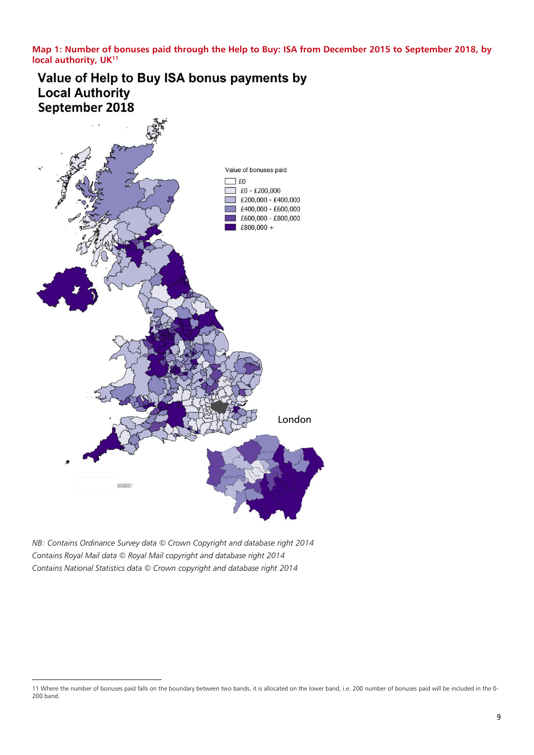**Map 1: Number of bonuses paid through the Help to Buy: ISA from December 2015 to September 2018, by local authority, UK[11]**

## Value of Help to Buy ISA bonus payments by Local Authority September 2018

Value of bonuses paid

- £0
- £0 - £200,000
- £200,000 - £400,000
- £400,000 - £600,000
- £600,000 - £800,000
- £800,000 +

London

*NB: Contains Ordinance Survey data © Crown Copyright and database right 2014*
*Contains Royal Mail data © Royal Mail copyright and database right 2014*
*Contains National Statistics data © Crown copyright and database right 2014*

11 Where the number of bonuses paid falls on the boundary between two bands, it is allocated on the lower band, i.e. 200 number of bonuses paid will be included in the 0-200 band.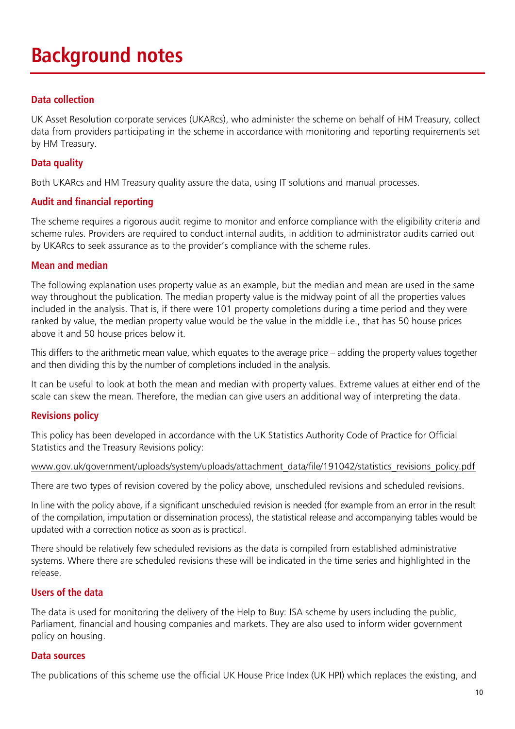# Background notes

## Data collection

UK Asset Resolution corporate services (UKARcs), who administer the scheme on behalf of HM Treasury, collect data from providers participating in the scheme in accordance with monitoring and reporting requirements set by HM Treasury.

## Data quality

Both UKARcs and HM Treasury quality assure the data, using IT solutions and manual processes.

## Audit and financial reporting

The scheme requires a rigorous audit regime to monitor and enforce compliance with the eligibility criteria and scheme rules. Providers are required to conduct internal audits, in addition to administrator audits carried out by UKARcs to seek assurance as to the provider's compliance with the scheme rules.

## Mean and median

The following explanation uses property value as an example, but the median and mean are used in the same way throughout the publication. The median property value is the midway point of all the properties values included in the analysis. That is, if there were 101 property completions during a time period and they were ranked by value, the median property value would be the value in the middle i.e., that has 50 house prices above it and 50 house prices below it.

This differs to the arithmetic mean value, which equates to the average price – adding the property values together and then dividing this by the number of completions included in the analysis.

It can be useful to look at both the mean and median with property values. Extreme values at either end of the scale can skew the mean. Therefore, the median can give users an additional way of interpreting the data.

## Revisions policy

This policy has been developed in accordance with the UK Statistics Authority Code of Practice for Official Statistics and the Treasury Revisions policy:

www.gov.uk/government/uploads/system/uploads/attachment_data/file/191042/statistics_revisions_policy.pdf

There are two types of revision covered by the policy above, unscheduled revisions and scheduled revisions.

In line with the policy above, if a significant unscheduled revision is needed (for example from an error in the result of the compilation, imputation or dissemination process), the statistical release and accompanying tables would be updated with a correction notice as soon as is practical.

There should be relatively few scheduled revisions as the data is compiled from established administrative systems. Where there are scheduled revisions these will be indicated in the time series and highlighted in the release.

## Users of the data

The data is used for monitoring the delivery of the Help to Buy: ISA scheme by users including the public, Parliament, financial and housing companies and markets. They are also used to inform wider government policy on housing.

## Data sources

The publications of this scheme use the official UK House Price Index (UK HPI) which replaces the existing, and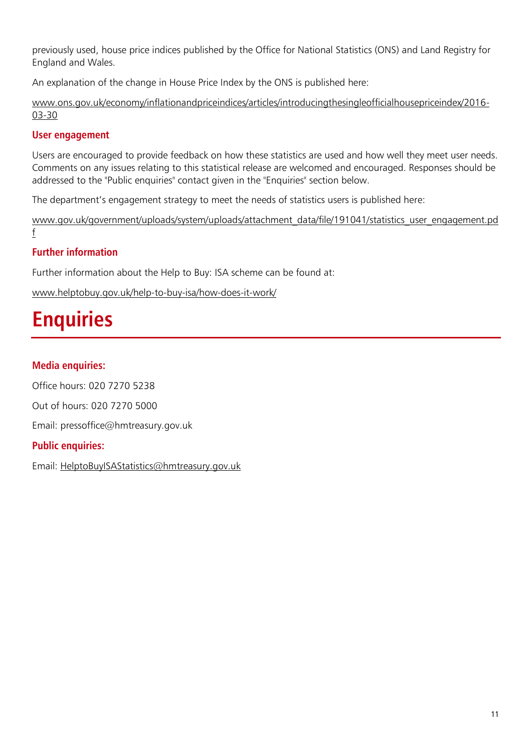previously used, house price indices published by the Office for National Statistics (ONS) and Land Registry for England and Wales.

An explanation of the change in House Price Index by the ONS is published here:

www.ons.gov.uk/economy/inflationandpriceindices/articles/introducingthesingleofficialhousepriceindex/2016-03-30

### User engagement

Users are encouraged to provide feedback on how these statistics are used and how well they meet user needs. Comments on any issues relating to this statistical release are welcomed and encouraged. Responses should be addressed to the "Public enquiries" contact given in the "Enquiries" section below.

The department's engagement strategy to meet the needs of statistics users is published here:

www.gov.uk/government/uploads/system/uploads/attachment_data/file/191041/statistics_user_engagement.pdf

### Further information

Further information about the Help to Buy: ISA scheme can be found at:

www.helptobuy.gov.uk/help-to-buy-isa/how-does-it-work/

# Enquiries

### Media enquiries:

Office hours: 020 7270 5238

Out of hours: 020 7270 5000

Email: pressoffice@hmtreasury.gov.uk

### Public enquiries:

Email: HelptoBuyISAStatistics@hmtreasury.gov.uk